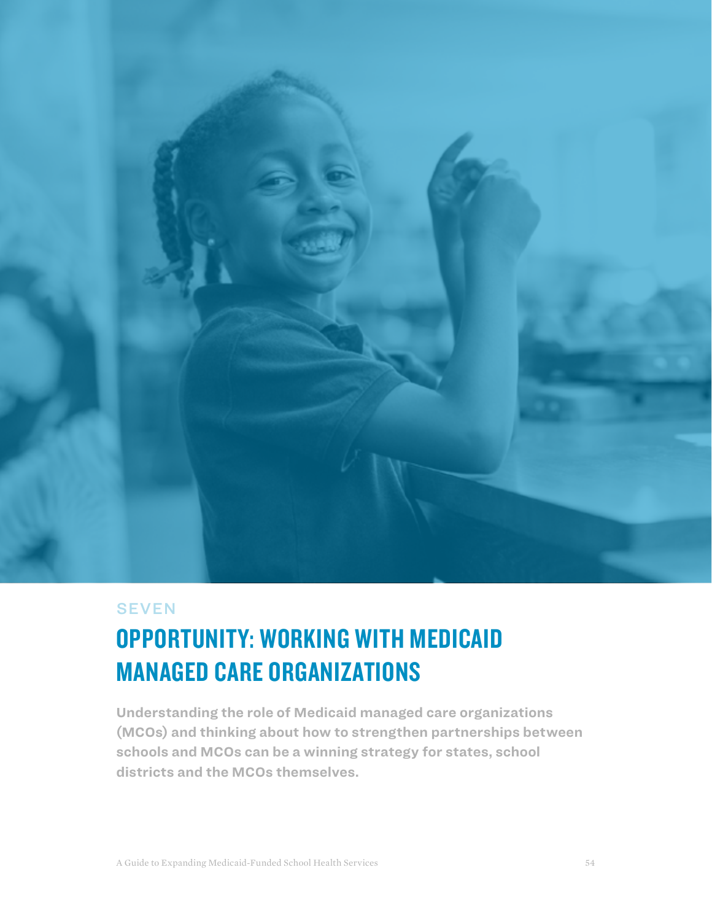SEVEN

# OPPORTUNITY: WORKING WITH MEDICAID MANAGED CARE ORGANIZATIONS

**Understanding the role of Medicaid managed care organizations (MCOs) and thinking about how to strengthen partnerships between schools and MCOs can be a winning strategy for states, school districts and the MCOs themselves.**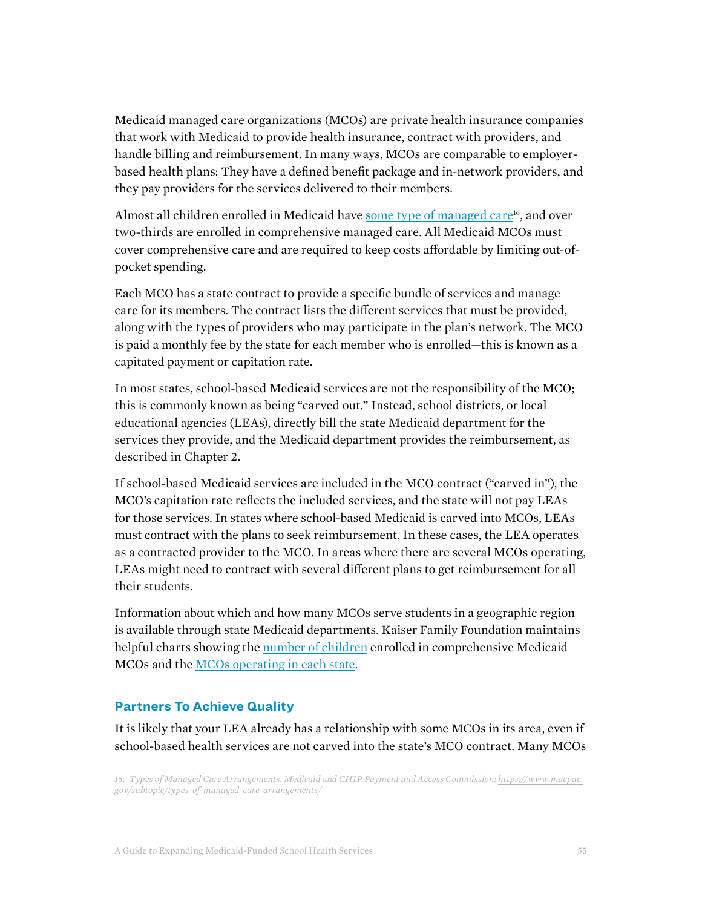Medicaid managed care organizations (MCOs) are private health insurance companies that work with Medicaid to provide health insurance, contract with providers, and handle billing and reimbursement. In many ways, MCOs are comparable to employer-based health plans: They have a defined benefit package and in-network providers, and they pay providers for the services delivered to their members.

Almost all children enrolled in Medicaid have some type of managed care[16], and over two-thirds are enrolled in comprehensive managed care. All Medicaid MCOs must cover comprehensive care and are required to keep costs affordable by limiting out-of-pocket spending.

Each MCO has a state contract to provide a specific bundle of services and manage care for its members. The contract lists the different services that must be provided, along with the types of providers who may participate in the plan's network. The MCO is paid a monthly fee by the state for each member who is enrolled—this is known as a capitated payment or capitation rate.

In most states, school-based Medicaid services are not the responsibility of the MCO; this is commonly known as being "carved out." Instead, school districts, or local educational agencies (LEAs), directly bill the state Medicaid department for the services they provide, and the Medicaid department provides the reimbursement, as described in Chapter 2.

If school-based Medicaid services are included in the MCO contract ("carved in"), the MCO's capitation rate reflects the included services, and the state will not pay LEAs for those services. In states where school-based Medicaid is carved into MCOs, LEAs must contract with the plans to seek reimbursement. In these cases, the LEA operates as a contracted provider to the MCO. In areas where there are several MCOs operating, LEAs might need to contract with several different plans to get reimbursement for all their students.

Information about which and how many MCOs serve students in a geographic region is available through state Medicaid departments. Kaiser Family Foundation maintains helpful charts showing the number of children enrolled in comprehensive Medicaid MCOs and the MCOs operating in each state.

## Partners To Achieve Quality

It is likely that your LEA already has a relationship with some MCOs in its area, even if school-based health services are not carved into the state's MCO contract. Many MCOs

---

*16. Types of Managed Care Arrangements, Medicaid and CHIP Payment and Access Commission: https://www.macpac.gov/subtopic/types-of-managed-care-arrangements/*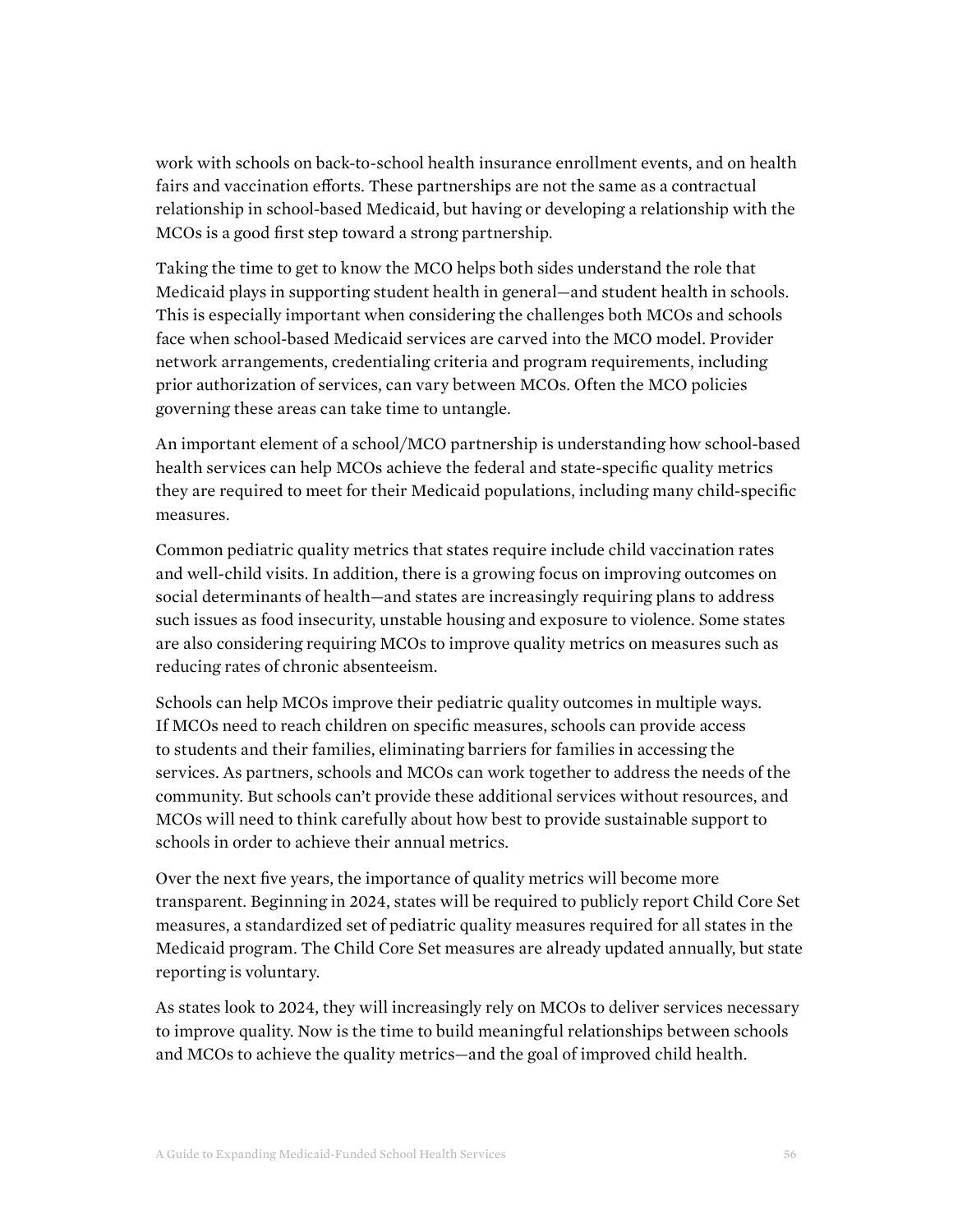work with schools on back-to-school health insurance enrollment events, and on health fairs and vaccination efforts. These partnerships are not the same as a contractual relationship in school-based Medicaid, but having or developing a relationship with the MCOs is a good first step toward a strong partnership.

Taking the time to get to know the MCO helps both sides understand the role that Medicaid plays in supporting student health in general—and student health in schools. This is especially important when considering the challenges both MCOs and schools face when school-based Medicaid services are carved into the MCO model. Provider network arrangements, credentialing criteria and program requirements, including prior authorization of services, can vary between MCOs. Often the MCO policies governing these areas can take time to untangle.

An important element of a school/MCO partnership is understanding how school-based health services can help MCOs achieve the federal and state-specific quality metrics they are required to meet for their Medicaid populations, including many child-specific measures.

Common pediatric quality metrics that states require include child vaccination rates and well-child visits. In addition, there is a growing focus on improving outcomes on social determinants of health—and states are increasingly requiring plans to address such issues as food insecurity, unstable housing and exposure to violence. Some states are also considering requiring MCOs to improve quality metrics on measures such as reducing rates of chronic absenteeism.

Schools can help MCOs improve their pediatric quality outcomes in multiple ways. If MCOs need to reach children on specific measures, schools can provide access to students and their families, eliminating barriers for families in accessing the services. As partners, schools and MCOs can work together to address the needs of the community. But schools can't provide these additional services without resources, and MCOs will need to think carefully about how best to provide sustainable support to schools in order to achieve their annual metrics.

Over the next five years, the importance of quality metrics will become more transparent. Beginning in 2024, states will be required to publicly report Child Core Set measures, a standardized set of pediatric quality measures required for all states in the Medicaid program. The Child Core Set measures are already updated annually, but state reporting is voluntary.

As states look to 2024, they will increasingly rely on MCOs to deliver services necessary to improve quality. Now is the time to build meaningful relationships between schools and MCOs to achieve the quality metrics—and the goal of improved child health.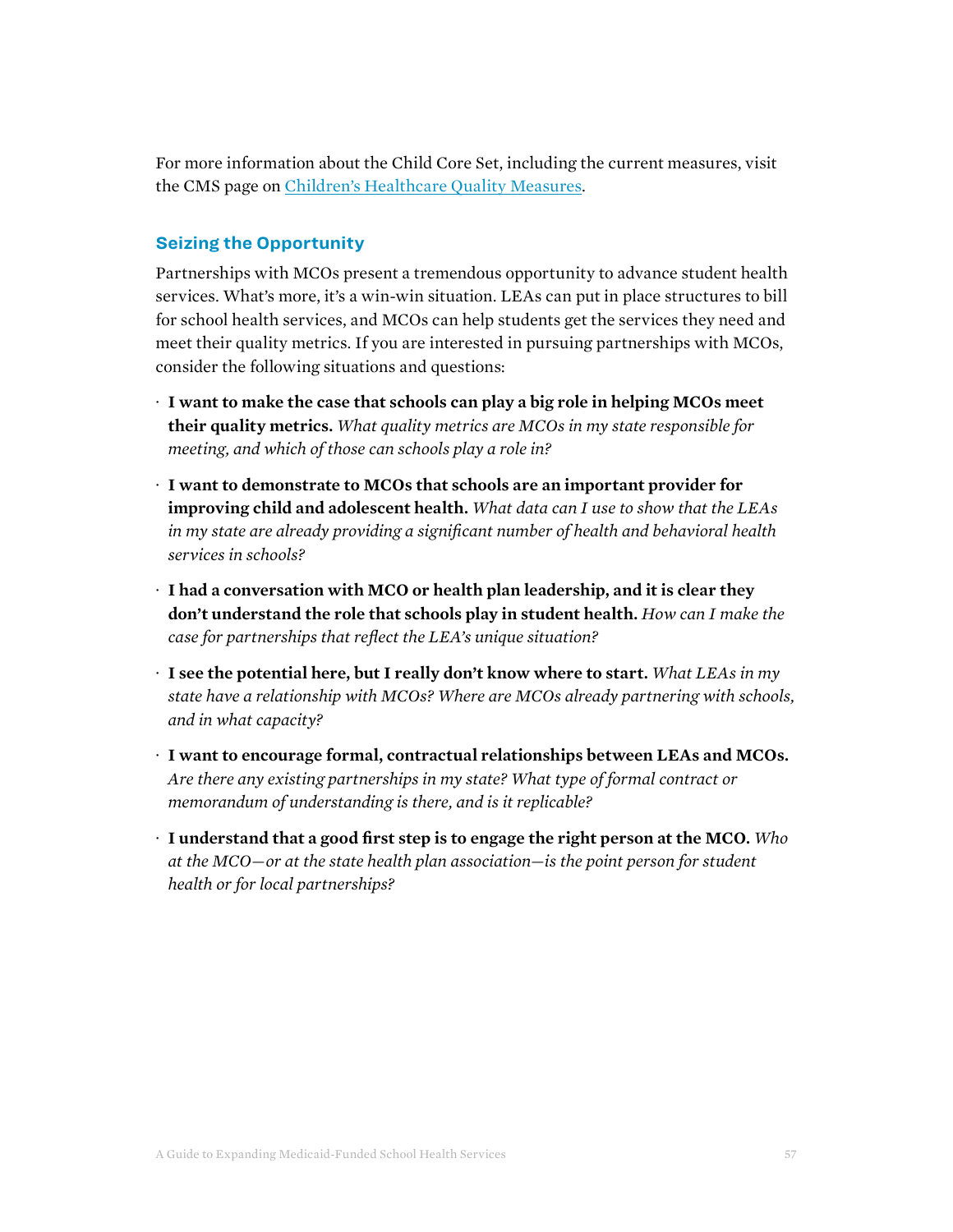For more information about the Child Core Set, including the current measures, visit the CMS page on [Children's Healthcare Quality Measures](#).

## Seizing the Opportunity

Partnerships with MCOs present a tremendous opportunity to advance student health services. What's more, it's a win-win situation. LEAs can put in place structures to bill for school health services, and MCOs can help students get the services they need and meet their quality metrics. If you are interested in pursuing partnerships with MCOs, consider the following situations and questions:

- **I want to make the case that schools can play a big role in helping MCOs meet their quality metrics.** *What quality metrics are MCOs in my state responsible for meeting, and which of those can schools play a role in?*
- **I want to demonstrate to MCOs that schools are an important provider for improving child and adolescent health.** *What data can I use to show that the LEAs in my state are already providing a significant number of health and behavioral health services in schools?*
- **I had a conversation with MCO or health plan leadership, and it is clear they don't understand the role that schools play in student health.** *How can I make the case for partnerships that reflect the LEA's unique situation?*
- **I see the potential here, but I really don't know where to start.** *What LEAs in my state have a relationship with MCOs? Where are MCOs already partnering with schools, and in what capacity?*
- **I want to encourage formal, contractual relationships between LEAs and MCOs.** *Are there any existing partnerships in my state? What type of formal contract or memorandum of understanding is there, and is it replicable?*
- **I understand that a good first step is to engage the right person at the MCO.** *Who at the MCO—or at the state health plan association—is the point person for student health or for local partnerships?*